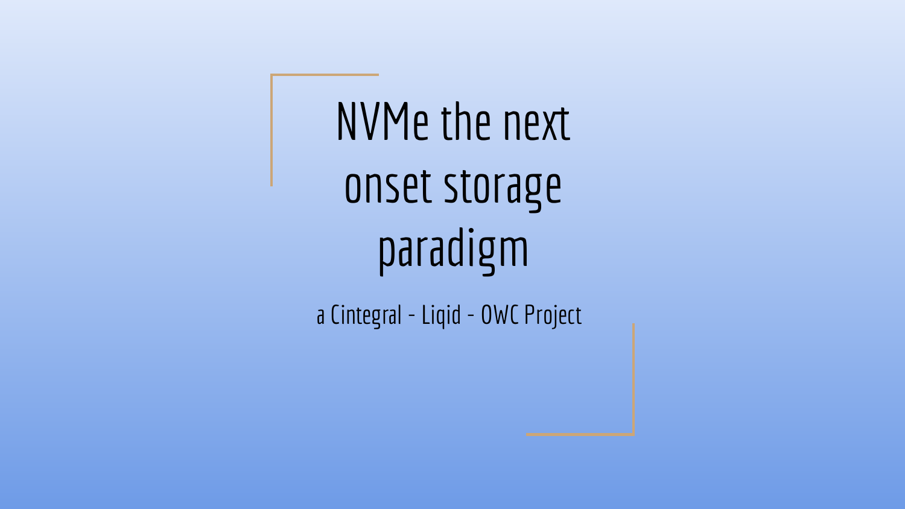# NVMe the next onset storage paradigm

a Cintegral - Liqid - OWC Project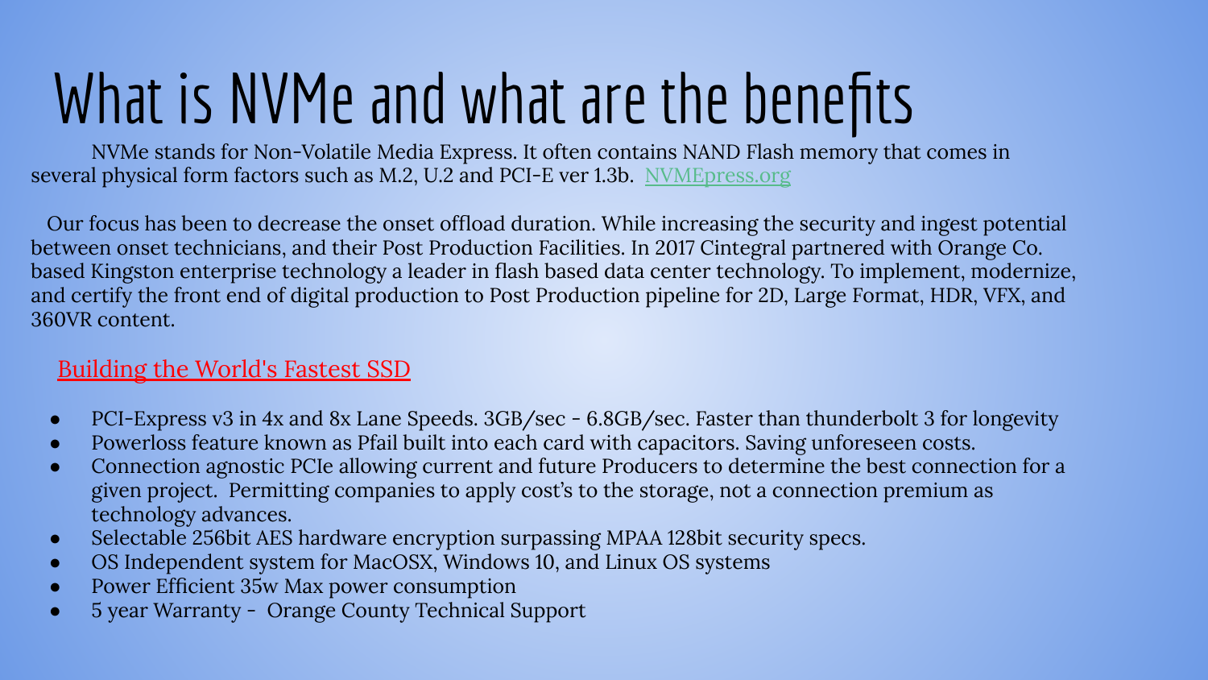# What is NVMe and what are the benefits

NVMe stands for Non-Volatile Media Express. It often contains NAND Flash memory that comes in several physical form factors such as M.2, U.2 and PCI-E ver 1.3b. NVMEpress.org

Our focus has been to decrease the onset offload duration. While increasing the security and ingest potential between onset technicians, and their Post Production Facilities. In 2017 Cintegral partnered with Orange Co. based Kingston enterprise technology a leader in flash based data center technology. To implement, modernize, and certify the front end of digital production to Post Production pipeline for 2D, Large Format, HDR, VFX, and 360VR content.

Building the World's Fastest SSD

- PCI-Express v3 in 4x and 8x Lane Speeds. 3GB/sec - 6.8GB/sec. Faster than thunderbolt 3 for longevity
- Powerloss feature known as Pfail built into each card with capacitors. Saving unforeseen costs.
- Connection agnostic PCIe allowing current and future Producers to determine the best connection for a given project. Permitting companies to apply cost's to the storage, not a connection premium as technology advances.
- Selectable 256bit AES hardware encryption surpassing MPAA 128bit security specs.
- OS Independent system for MacOSX, Windows 10, and Linux OS systems
- Power Efficient 35w Max power consumption
- 5 year Warranty - Orange County Technical Support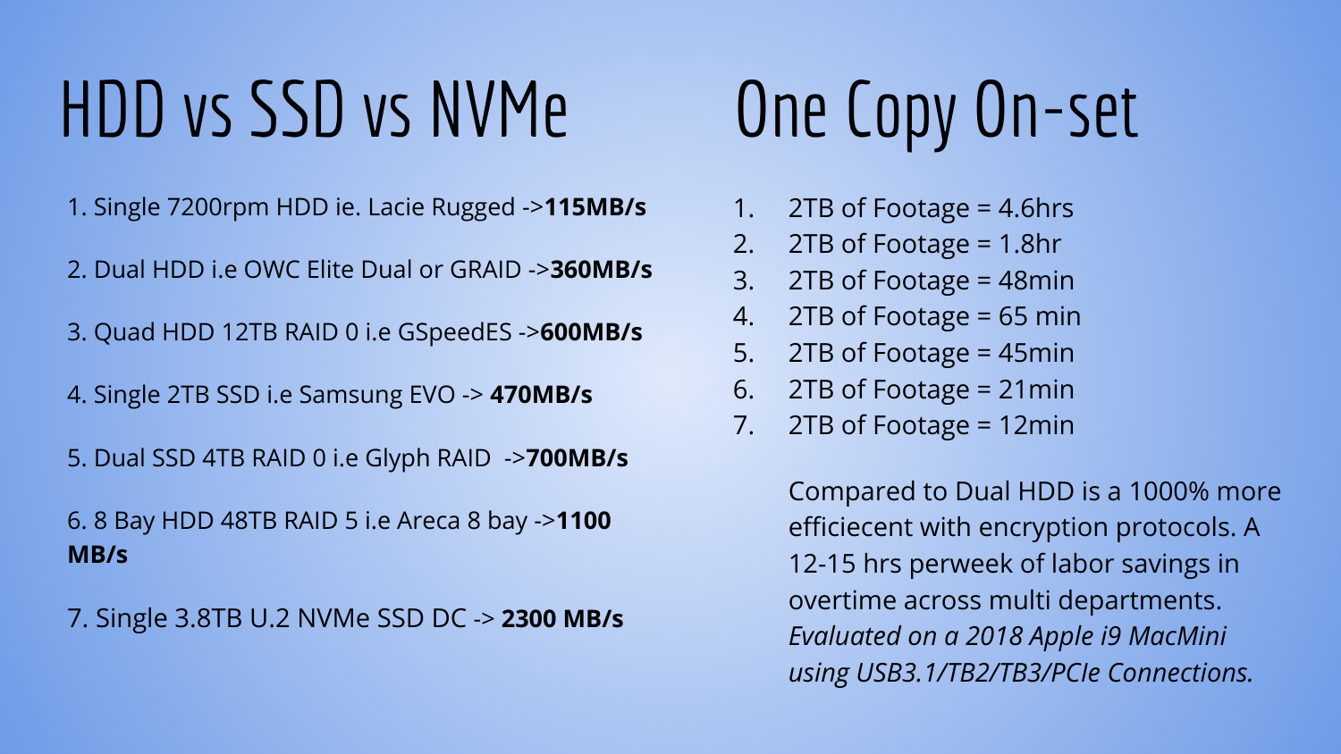# HDD vs SSD vs NVMe

1. Single 7200rpm HDD ie. Lacie Rugged ->**115MB/s**
2. Dual HDD i.e OWC Elite Dual or GRAID ->**360MB/s**
3. Quad HDD 12TB RAID 0 i.e GSpeedES ->**600MB/s**
4. Single 2TB SSD i.e Samsung EVO -> **470MB/s**
5. Dual SSD 4TB RAID 0 i.e Glyph RAID ->**700MB/s**
6. 8 Bay HDD 48TB RAID 5 i.e Areca 8 bay ->**1100 MB/s**
7. Single 3.8TB U.2 NVMe SSD DC -> **2300 MB/s**

# One Copy On-set

1. 2TB of Footage = 4.6hrs
2. 2TB of Footage = 1.8hr
3. 2TB of Footage = 48min
4. 2TB of Footage = 65 min
5. 2TB of Footage = 45min
6. 2TB of Footage = 21min
7. 2TB of Footage = 12min

Compared to Dual HDD is a 1000% more efficiecent with encryption protocols. A 12-15 hrs perweek of labor savings in overtime across multi departments. *Evaluated on a 2018 Apple i9 MacMini using USB3.1/TB2/TB3/PCIe Connections.*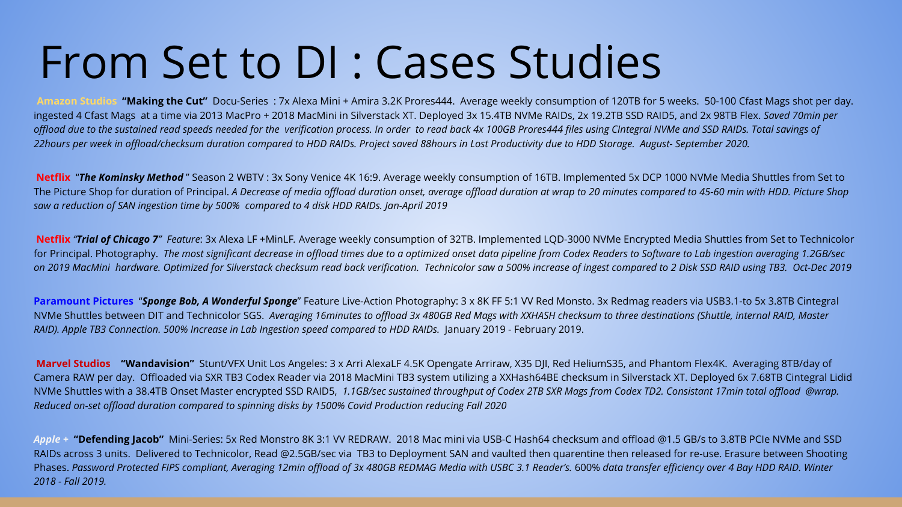# From Set to DI : Cases Studies

**Amazon Studios** **"Making the Cut"** Docu-Series : 7x Alexa Mini + Amira 3.2K Prores444. Average weekly consumption of 120TB for 5 weeks. 50-100 Cfast Mags shot per day. ingested 4 Cfast Mags at a time via 2013 MacPro + 2018 MacMini in Silverstack XT. Deployed 3x 15.4TB NVMe RAIDs, 2x 19.2TB SSD RAID5, and 2x 98TB Flex. *Saved 70min per offload due to the sustained read speeds needed for the verification process. In order to read back 4x 100GB Prores444 files using CIntegral NVMe and SSD RAIDs. Total savings of 22hours per week in offload/checksum duration compared to HDD RAIDs. Project saved 88hours in Lost Productivity due to HDD Storage. August- September 2020.*

**Netflix** "***The Kominsky Method*** " Season 2 WBTV : 3x Sony Venice 4K 16:9. Average weekly consumption of 16TB. Implemented 5x DCP 1000 NVMe Media Shuttles from Set to The Picture Shop for duration of Principal. *A Decrease of media offload duration onset, average offload duration at wrap to 20 minutes compared to 45-60 min with HDD. Picture Shop saw a reduction of SAN ingestion time by 500% compared to 4 disk HDD RAIDs. Jan-April 2019*

**Netflix** *"**Trial of Chicago 7**" Feature*: 3x Alexa LF +MinLF. Average weekly consumption of 32TB. Implemented LQD-3000 NVMe Encrypted Media Shuttles from Set to Technicolor for Principal. Photography. *The most significant decrease in offload times due to a optimized onset data pipeline from Codex Readers to Software to Lab ingestion averaging 1.2GB/sec on 2019 MacMini hardware. Optimized for Silverstack checksum read back verification. Technicolor saw a 500% increase of ingest compared to 2 Disk SSD RAID using TB3. Oct-Dec 2019*

**Paramount Pictures** "***Sponge Bob, A Wonderful Sponge***" Feature Live-Action Photography: 3 x 8K FF 5:1 VV Red Monsto. 3x Redmag readers via USB3.1-to 5x 3.8TB Cintegral NVMe Shuttles between DIT and Technicolor SGS. *Averaging 16minutes to offload 3x 480GB Red Mags with XXHASH checksum to three destinations (Shuttle, internal RAID, Master RAID). Apple TB3 Connection. 500% Increase in Lab Ingestion speed compared to HDD RAIDs.* January 2019 - February 2019.

**Marvel Studios** **"Wandavision"** Stunt/VFX Unit Los Angeles: 3 x Arri AlexaLF 4.5K Opengate Arriraw, X35 DJI, Red HeliumS35, and Phantom Flex4K. Averaging 8TB/day of Camera RAW per day. Offloaded via SXR TB3 Codex Reader via 2018 MacMini TB3 system utilizing a XXHash64BE checksum in Silverstack XT. Deployed 6x 7.68TB Cintegral Lidid NVMe Shuttles with a 38.4TB Onset Master encrypted SSD RAID5, *1.1GB/sec sustained throughput of Codex 2TB SXR Mags from Codex TD2. Consistant 17min total offload @wrap. Reduced on-set offload duration compared to spinning disks by 1500% Covid Production reducing Fall 2020*

***Apple +*** **"Defending Jacob"** Mini-Series: 5x Red Monstro 8K 3:1 VV REDRAW. 2018 Mac mini via USB-C Hash64 checksum and offload @1.5 GB/s to 3.8TB PCIe NVMe and SSD RAIDs across 3 units. Delivered to Technicolor, Read @2.5GB/sec via TB3 to Deployment SAN and vaulted then quarentine then released for re-use. Erasure between Shooting Phases. *Password Protected FIPS compliant, Averaging 12min offload of 3x 480GB REDMAG Media with USBC 3.1 Reader's.* 600% *data transfer efficiency over 4 Bay HDD RAID. Winter 2018 - Fall 2019.*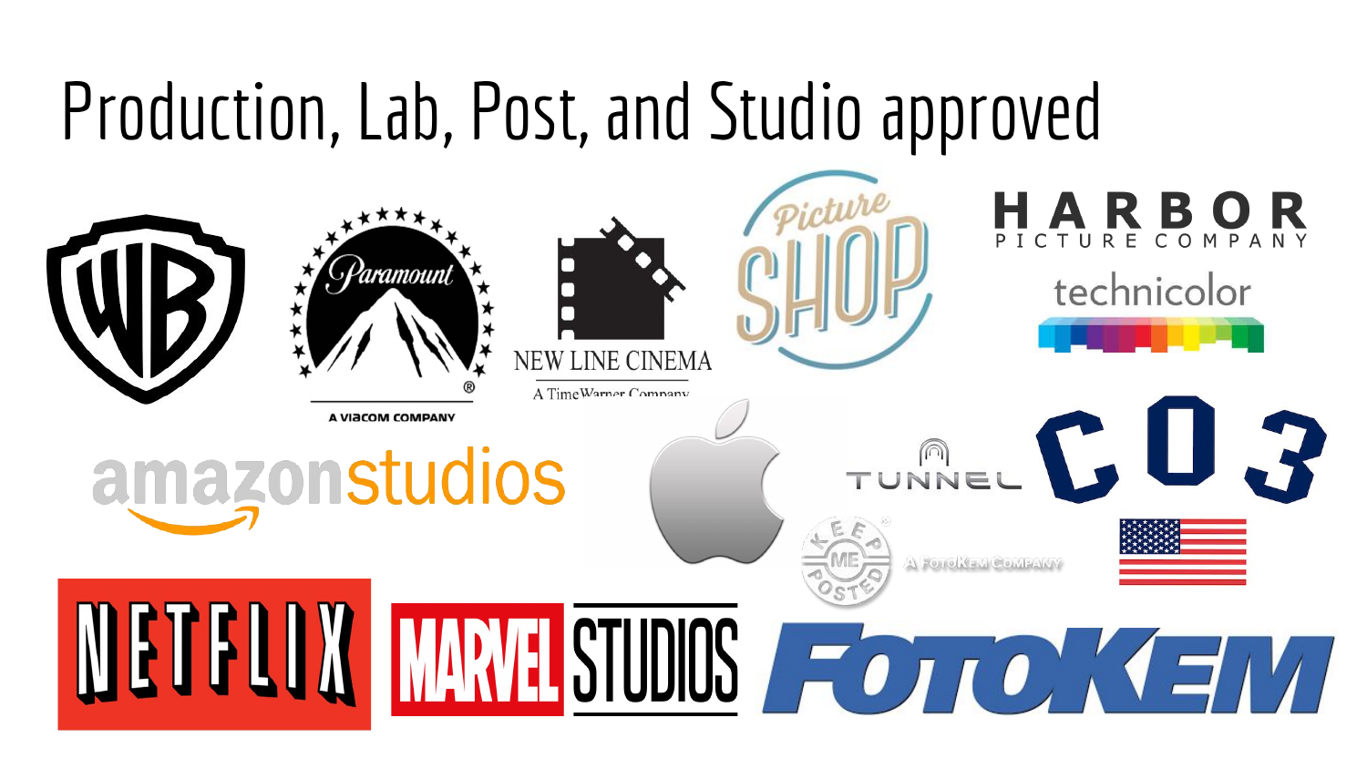# Production, Lab, Post, and Studio approved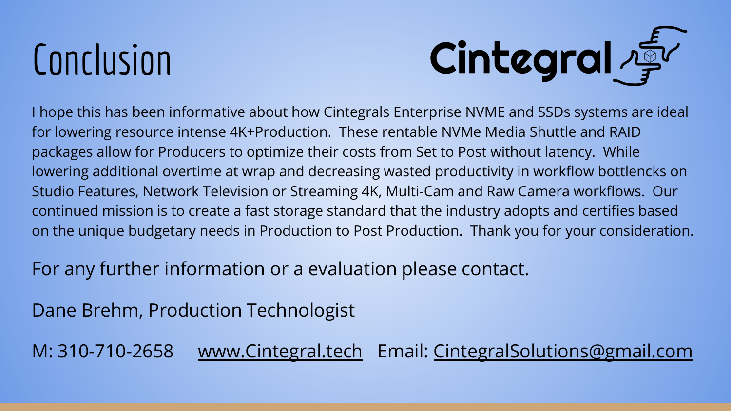# Conclusion

Cintegral

I hope this has been informative about how Cintegrals Enterprise NVME and SSDs systems are ideal for lowering resource intense 4K+Production. These rentable NVMe Media Shuttle and RAID packages allow for Producers to optimize their costs from Set to Post without latency. While lowering additional overtime at wrap and decreasing wasted productivity in workflow bottlencks on Studio Features, Network Television or Streaming 4K, Multi-Cam and Raw Camera workflows. Our continued mission is to create a fast storage standard that the industry adopts and certifies based on the unique budgetary needs in Production to Post Production. Thank you for your consideration.

For any further information or a evaluation please contact.

Dane Brehm, Production Technologist

M: 310-710-2658 www.Cintegral.tech Email: CintegralSolutions@gmail.com